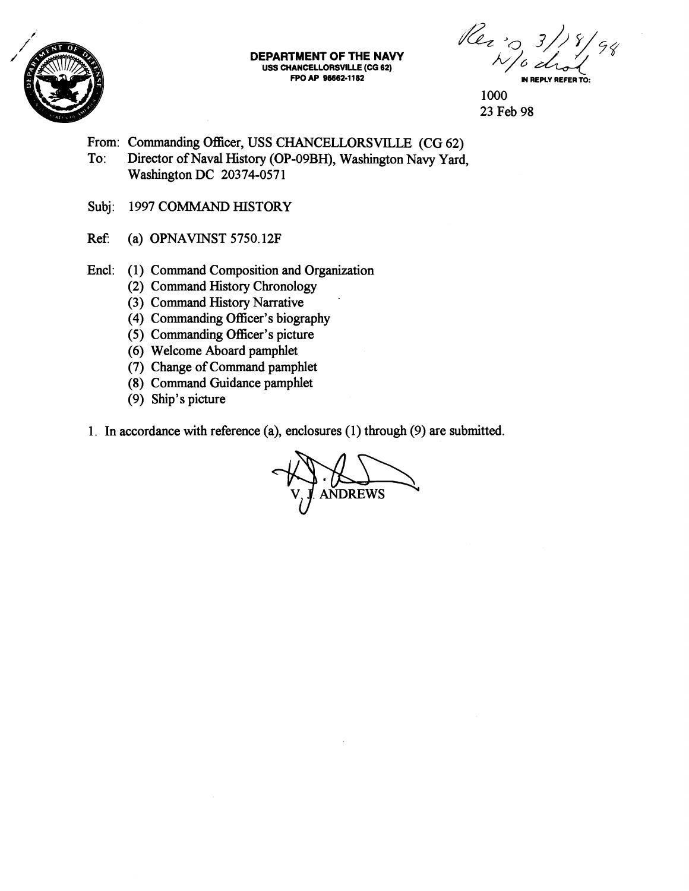**DEPARTMENT OF THE NAVY**
**USS CHANCELLORSVILLE (CG 62)**
**FPO AP 96662-1182**

Rec'd 3/18/98
N/o dist

IN REPLY REFER TO:

1000
23 Feb 98

From: Commanding Officer, USS CHANCELLORSVILLE (CG 62)
To: Director of Naval History (OP-09BH), Washington Navy Yard, Washington DC 20374-0571

Subj: 1997 COMMAND HISTORY

Ref: (a) OPNAVINST 5750.12F

Encl: (1) Command Composition and Organization
(2) Command History Chronology
(3) Command History Narrative
(4) Commanding Officer's biography
(5) Commanding Officer's picture
(6) Welcome Aboard pamphlet
(7) Change of Command pamphlet
(8) Command Guidance pamphlet
(9) Ship's picture

1. In accordance with reference (a), enclosures (1) through (9) are submitted.

V. J. ANDREWS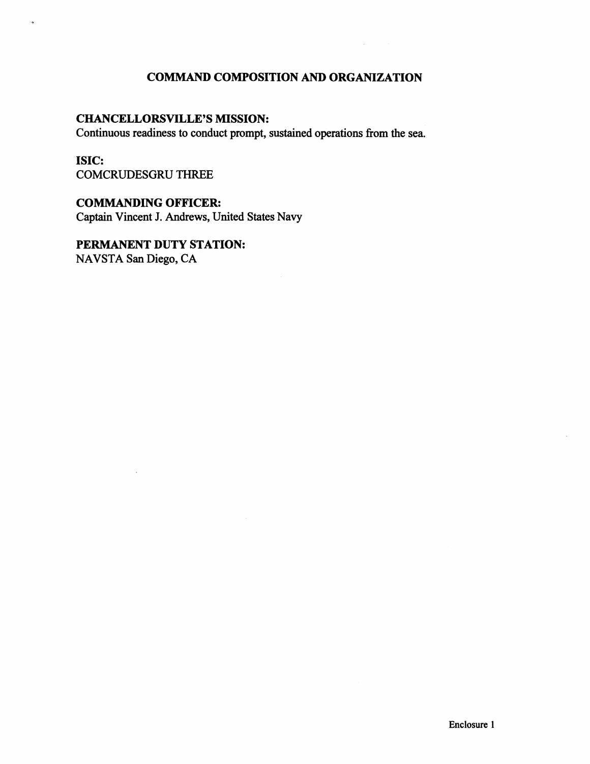## COMMAND COMPOSITION AND ORGANIZATION

**CHANCELLORSVILLE'S MISSION:**
Continuous readiness to conduct prompt, sustained operations from the sea.

**ISIC:**
COMCRUDESGRU THREE

**COMMANDING OFFICER:**
Captain Vincent J. Andrews, United States Navy

**PERMANENT DUTY STATION:**
NAVSTA San Diego, CA

Enclosure 1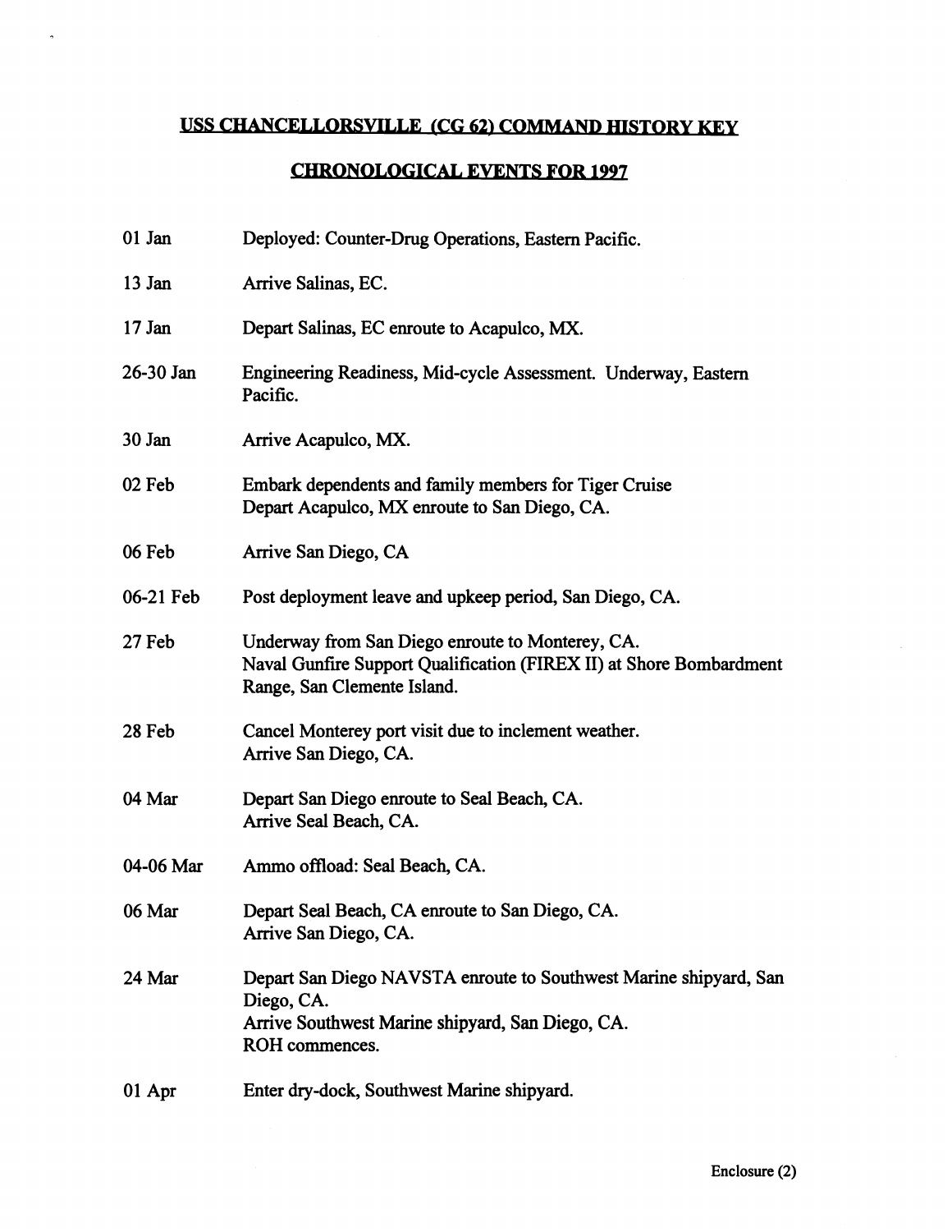# USS CHANCELLORSVILLE (CG 62) COMMAND HISTORY KEY

## CHRONOLOGICAL EVENTS FOR 1997

| | |
|---|---|
| 01 Jan | Deployed: Counter-Drug Operations, Eastern Pacific. |
| 13 Jan | Arrive Salinas, EC. |
| 17 Jan | Depart Salinas, EC enroute to Acapulco, MX. |
| 26-30 Jan | Engineering Readiness, Mid-cycle Assessment. Underway, Eastern Pacific. |
| 30 Jan | Arrive Acapulco, MX. |
| 02 Feb | Embark dependents and family members for Tiger Cruise<br>Depart Acapulco, MX enroute to San Diego, CA. |
| 06 Feb | Arrive San Diego, CA |
| 06-21 Feb | Post deployment leave and upkeep period, San Diego, CA. |
| 27 Feb | Underway from San Diego enroute to Monterey, CA.<br>Naval Gunfire Support Qualification (FIREX II) at Shore Bombardment Range, San Clemente Island. |
| 28 Feb | Cancel Monterey port visit due to inclement weather.<br>Arrive San Diego, CA. |
| 04 Mar | Depart San Diego enroute to Seal Beach, CA.<br>Arrive Seal Beach, CA. |
| 04-06 Mar | Ammo offload: Seal Beach, CA. |
| 06 Mar | Depart Seal Beach, CA enroute to San Diego, CA.<br>Arrive San Diego, CA. |
| 24 Mar | Depart San Diego NAVSTA enroute to Southwest Marine shipyard, San Diego, CA.<br>Arrive Southwest Marine shipyard, San Diego, CA.<br>ROH commences. |
| 01 Apr | Enter dry-dock, Southwest Marine shipyard. |

Enclosure (2)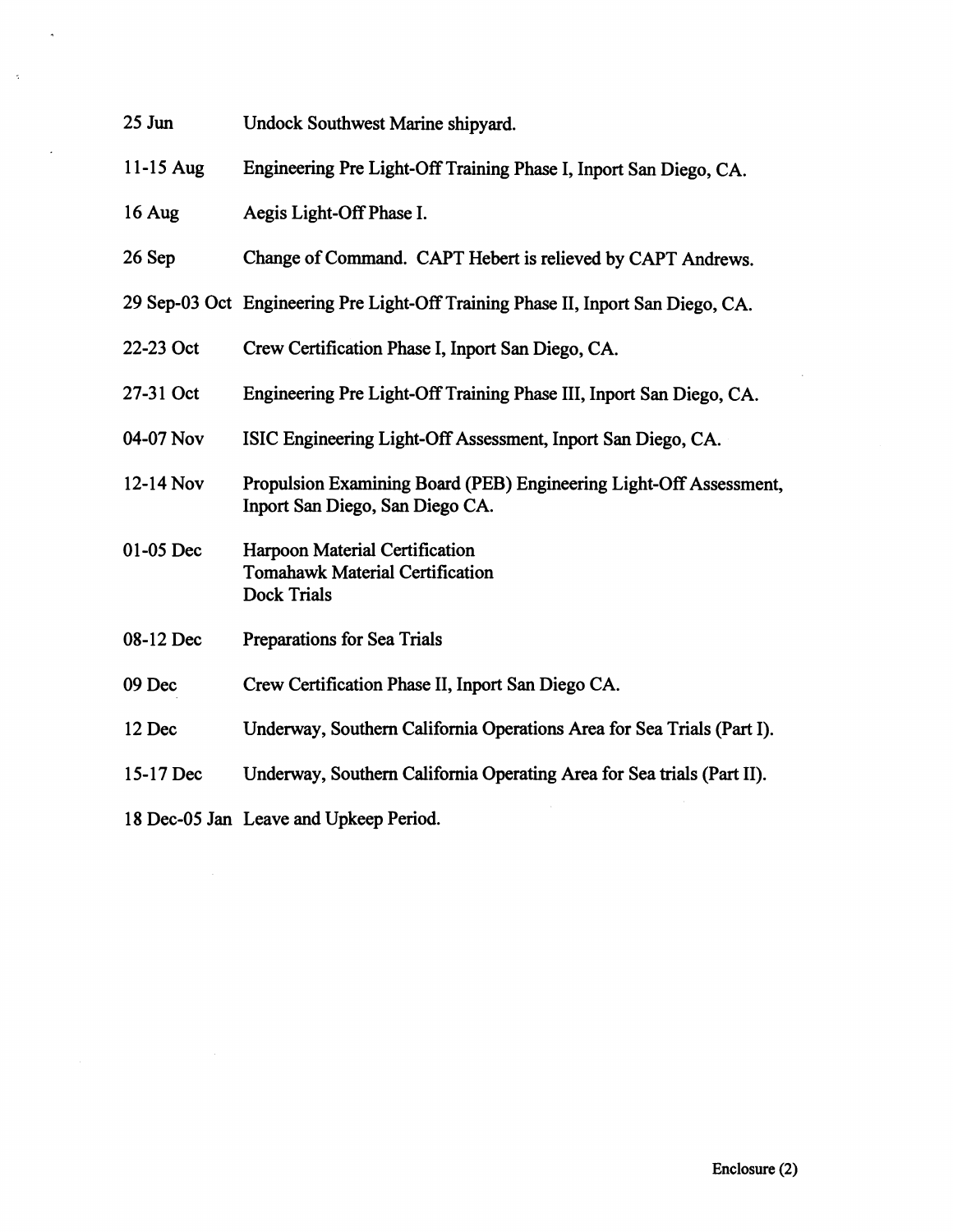| | |
|---|---|
| 25 Jun | Undock Southwest Marine shipyard. |
| 11-15 Aug | Engineering Pre Light-Off Training Phase I, Inport San Diego, CA. |
| 16 Aug | Aegis Light-Off Phase I. |
| 26 Sep | Change of Command. CAPT Hebert is relieved by CAPT Andrews. |
| 29 Sep-03 Oct | Engineering Pre Light-Off Training Phase II, Inport San Diego, CA. |
| 22-23 Oct | Crew Certification Phase I, Inport San Diego, CA. |
| 27-31 Oct | Engineering Pre Light-Off Training Phase III, Inport San Diego, CA. |
| 04-07 Nov | ISIC Engineering Light-Off Assessment, Inport San Diego, CA. |
| 12-14 Nov | Propulsion Examining Board (PEB) Engineering Light-Off Assessment, Inport San Diego, San Diego CA. |
| 01-05 Dec | Harpoon Material Certification<br>Tomahawk Material Certification<br>Dock Trials |
| 08-12 Dec | Preparations for Sea Trials |
| 09 Dec | Crew Certification Phase II, Inport San Diego CA. |
| 12 Dec | Underway, Southern California Operations Area for Sea Trials (Part I). |
| 15-17 Dec | Underway, Southern California Operating Area for Sea trials (Part II). |
| 18 Dec-05 Jan | Leave and Upkeep Period. |

Enclosure (2)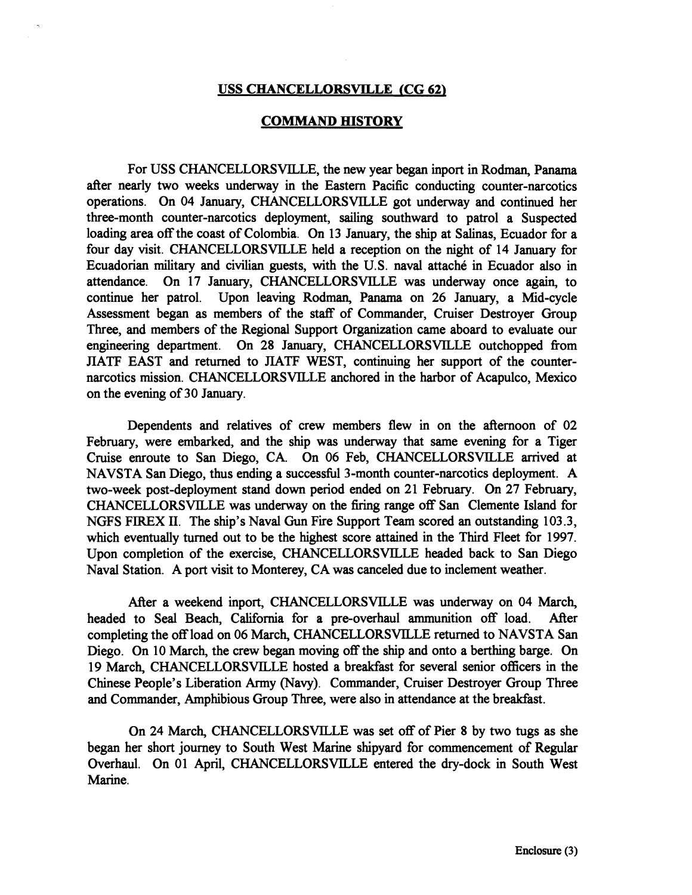**USS CHANCELLORSVILLE (CG 62)**

**COMMAND HISTORY**

For USS CHANCELLORSVILLE, the new year began inport in Rodman, Panama after nearly two weeks underway in the Eastern Pacific conducting counter-narcotics operations. On 04 January, CHANCELLORSVILLE got underway and continued her three-month counter-narcotics deployment, sailing southward to patrol a Suspected loading area off the coast of Colombia. On 13 January, the ship at Salinas, Ecuador for a four day visit. CHANCELLORSVILLE held a reception on the night of 14 January for Ecuadorian military and civilian guests, with the U.S. naval attaché in Ecuador also in attendance. On 17 January, CHANCELLORSVILLE was underway once again, to continue her patrol. Upon leaving Rodman, Panama on 26 January, a Mid-cycle Assessment began as members of the staff of Commander, Cruiser Destroyer Group Three, and members of the Regional Support Organization came aboard to evaluate our engineering department. On 28 January, CHANCELLORSVILLE outchopped from JIATF EAST and returned to JIATF WEST, continuing her support of the counter-narcotics mission. CHANCELLORSVILLE anchored in the harbor of Acapulco, Mexico on the evening of 30 January.

Dependents and relatives of crew members flew in on the afternoon of 02 February, were embarked, and the ship was underway that same evening for a Tiger Cruise enroute to San Diego, CA. On 06 Feb, CHANCELLORSVILLE arrived at NAVSTA San Diego, thus ending a successful 3-month counter-narcotics deployment. A two-week post-deployment stand down period ended on 21 February. On 27 February, CHANCELLORSVILLE was underway on the firing range off San Clemente Island for NGFS FIREX II. The ship's Naval Gun Fire Support Team scored an outstanding 103.3, which eventually turned out to be the highest score attained in the Third Fleet for 1997. Upon completion of the exercise, CHANCELLORSVILLE headed back to San Diego Naval Station. A port visit to Monterey, CA was canceled due to inclement weather.

After a weekend inport, CHANCELLORSVILLE was underway on 04 March, headed to Seal Beach, California for a pre-overhaul ammunition off load. After completing the off load on 06 March, CHANCELLORSVILLE returned to NAVSTA San Diego. On 10 March, the crew began moving off the ship and onto a berthing barge. On 19 March, CHANCELLORSVILLE hosted a breakfast for several senior officers in the Chinese People's Liberation Army (Navy). Commander, Cruiser Destroyer Group Three and Commander, Amphibious Group Three, were also in attendance at the breakfast.

On 24 March, CHANCELLORSVILLE was set off of Pier 8 by two tugs as she began her short journey to South West Marine shipyard for commencement of Regular Overhaul. On 01 April, CHANCELLORSVILLE entered the dry-dock in South West Marine.

Enclosure (3)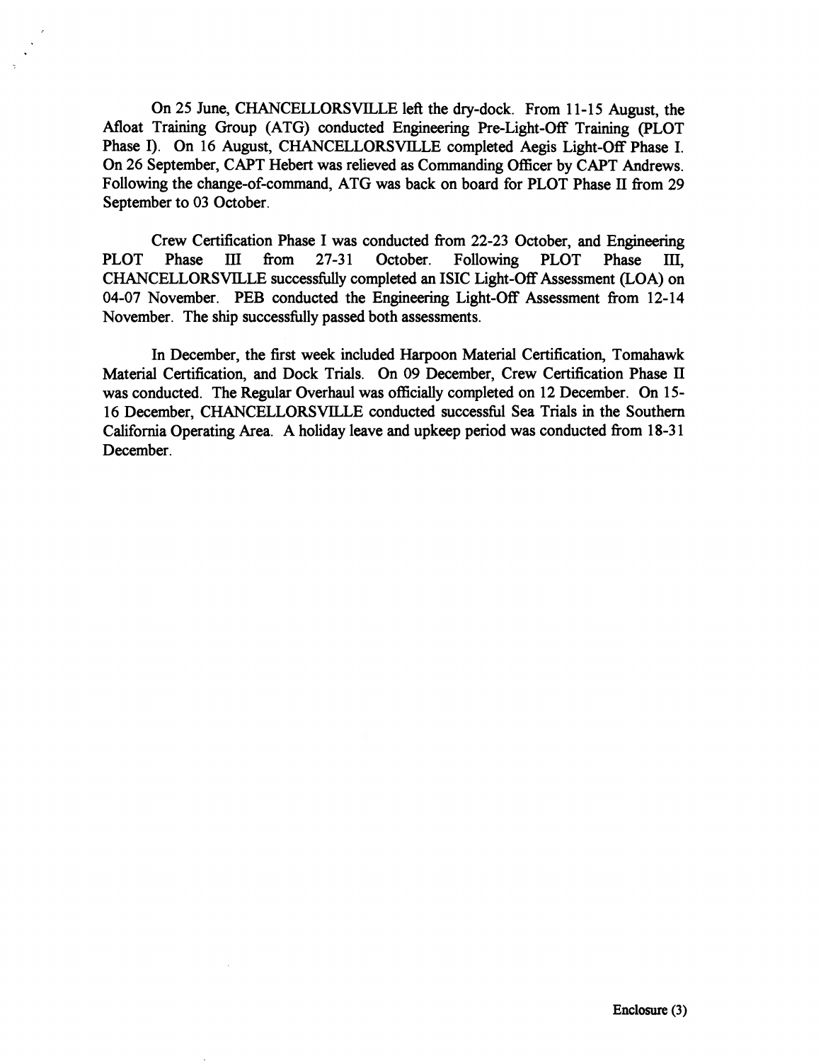On 25 June, CHANCELLORSVILLE left the dry-dock. From 11-15 August, the Afloat Training Group (ATG) conducted Engineering Pre-Light-Off Training (PLOT Phase I). On 16 August, CHANCELLORSVILLE completed Aegis Light-Off Phase I. On 26 September, CAPT Hebert was relieved as Commanding Officer by CAPT Andrews. Following the change-of-command, ATG was back on board for PLOT Phase II from 29 September to 03 October.

Crew Certification Phase I was conducted from 22-23 October, and Engineering PLOT Phase III from 27-31 October. Following PLOT Phase III, CHANCELLORSVILLE successfully completed an ISIC Light-Off Assessment (LOA) on 04-07 November. PEB conducted the Engineering Light-Off Assessment from 12-14 November. The ship successfully passed both assessments.

In December, the first week included Harpoon Material Certification, Tomahawk Material Certification, and Dock Trials. On 09 December, Crew Certification Phase II was conducted. The Regular Overhaul was officially completed on 12 December. On 15-16 December, CHANCELLORSVILLE conducted successful Sea Trials in the Southern California Operating Area. A holiday leave and upkeep period was conducted from 18-31 December.

Enclosure (3)